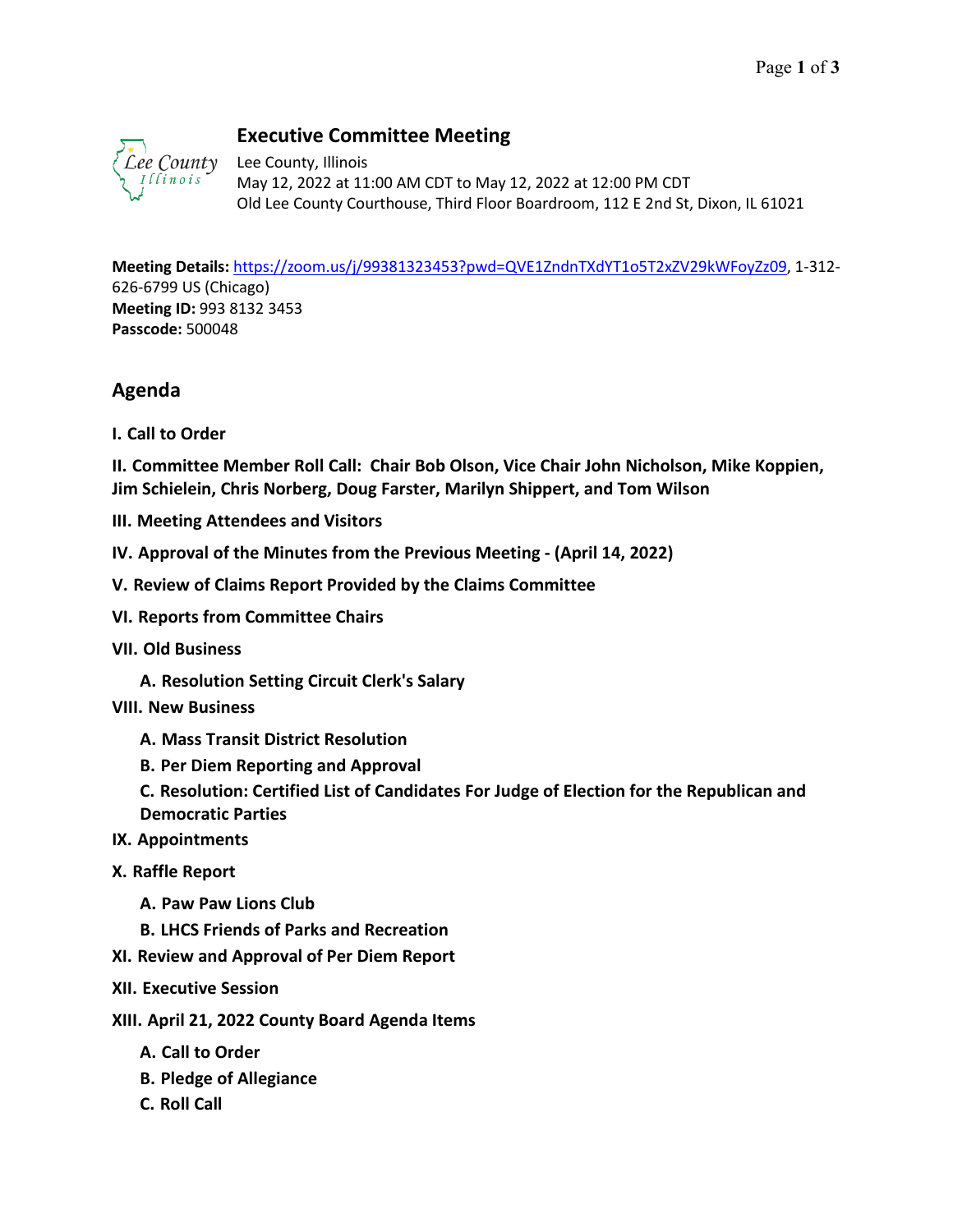# Executive Committee Meeting

Lee County, Illinois
May 12, 2022 at 11:00 AM CDT to May 12, 2022 at 12:00 PM CDT
Old Lee County Courthouse, Third Floor Boardroom, 112 E 2nd St, Dixon, IL 61021

**Meeting Details:** https://zoom.us/j/99381323453?pwd=QVE1ZndnTXdYT1o5T2xZV29kWFoyZz09, 1-312-626-6799 US (Chicago)
**Meeting ID:** 993 8132 3453
**Passcode:** 500048

## Agenda

**I. Call to Order**

**II. Committee Member Roll Call: Chair Bob Olson, Vice Chair John Nicholson, Mike Koppien, Jim Schielein, Chris Norberg, Doug Farster, Marilyn Shippert, and Tom Wilson**

**III. Meeting Attendees and Visitors**

**IV. Approval of the Minutes from the Previous Meeting - (April 14, 2022)**

**V. Review of Claims Report Provided by the Claims Committee**

**VI. Reports from Committee Chairs**

**VII. Old Business**

- **A. Resolution Setting Circuit Clerk's Salary**

**VIII. New Business**

- **A. Mass Transit District Resolution**
- **B. Per Diem Reporting and Approval**
- **C. Resolution: Certified List of Candidates For Judge of Election for the Republican and Democratic Parties**

**IX. Appointments**

**X. Raffle Report**

- **A. Paw Paw Lions Club**
- **B. LHCS Friends of Parks and Recreation**

**XI. Review and Approval of Per Diem Report**

**XII. Executive Session**

**XIII. April 21, 2022 County Board Agenda Items**

- **A. Call to Order**
- **B. Pledge of Allegiance**
- **C. Roll Call**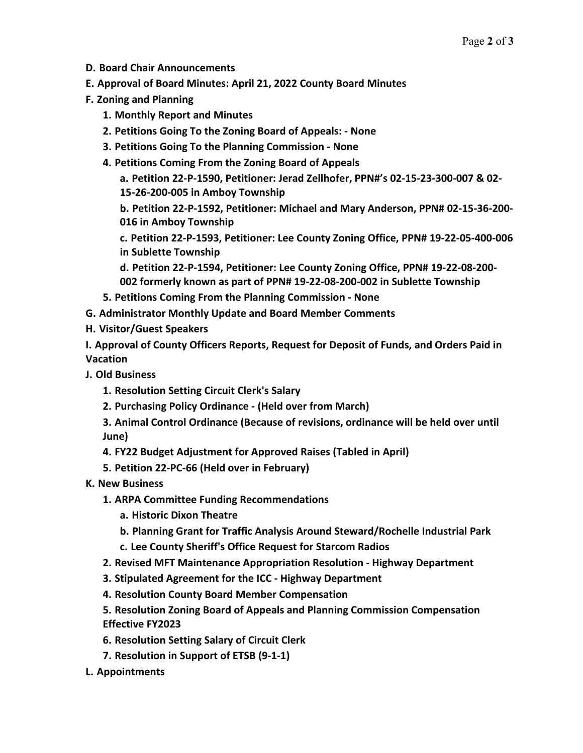**D. Board Chair Announcements**

**E. Approval of Board Minutes: April 21, 2022 County Board Minutes**

**F. Zoning and Planning**

- **1. Monthly Report and Minutes**
- **2. Petitions Going To the Zoning Board of Appeals: - None**
- **3. Petitions Going To the Planning Commission - None**
- **4. Petitions Coming From the Zoning Board of Appeals**
  - **a. Petition 22-P-1590, Petitioner: Jerad Zellhofer, PPN#'s 02-15-23-300-007 & 02-15-26-200-005 in Amboy Township**
  - **b. Petition 22-P-1592, Petitioner: Michael and Mary Anderson, PPN# 02-15-36-200-016 in Amboy Township**
  - **c. Petition 22-P-1593, Petitioner: Lee County Zoning Office, PPN# 19-22-05-400-006 in Sublette Township**
  - **d. Petition 22-P-1594, Petitioner: Lee County Zoning Office, PPN# 19-22-08-200-002 formerly known as part of PPN# 19-22-08-200-002 in Sublette Township**
- **5. Petitions Coming From the Planning Commission - None**

**G. Administrator Monthly Update and Board Member Comments**

**H. Visitor/Guest Speakers**

**I. Approval of County Officers Reports, Request for Deposit of Funds, and Orders Paid in Vacation**

**J. Old Business**

- **1. Resolution Setting Circuit Clerk's Salary**
- **2. Purchasing Policy Ordinance - (Held over from March)**
- **3. Animal Control Ordinance (Because of revisions, ordinance will be held over until June)**
- **4. FY22 Budget Adjustment for Approved Raises (Tabled in April)**
- **5. Petition 22-PC-66 (Held over in February)**

**K. New Business**

- **1. ARPA Committee Funding Recommendations**
  - **a. Historic Dixon Theatre**
  - **b. Planning Grant for Traffic Analysis Around Steward/Rochelle Industrial Park**
  - **c. Lee County Sheriff's Office Request for Starcom Radios**
- **2. Revised MFT Maintenance Appropriation Resolution - Highway Department**
- **3. Stipulated Agreement for the ICC - Highway Department**
- **4. Resolution County Board Member Compensation**
- **5. Resolution Zoning Board of Appeals and Planning Commission Compensation Effective FY2023**
- **6. Resolution Setting Salary of Circuit Clerk**
- **7. Resolution in Support of ETSB (9-1-1)**

**L. Appointments**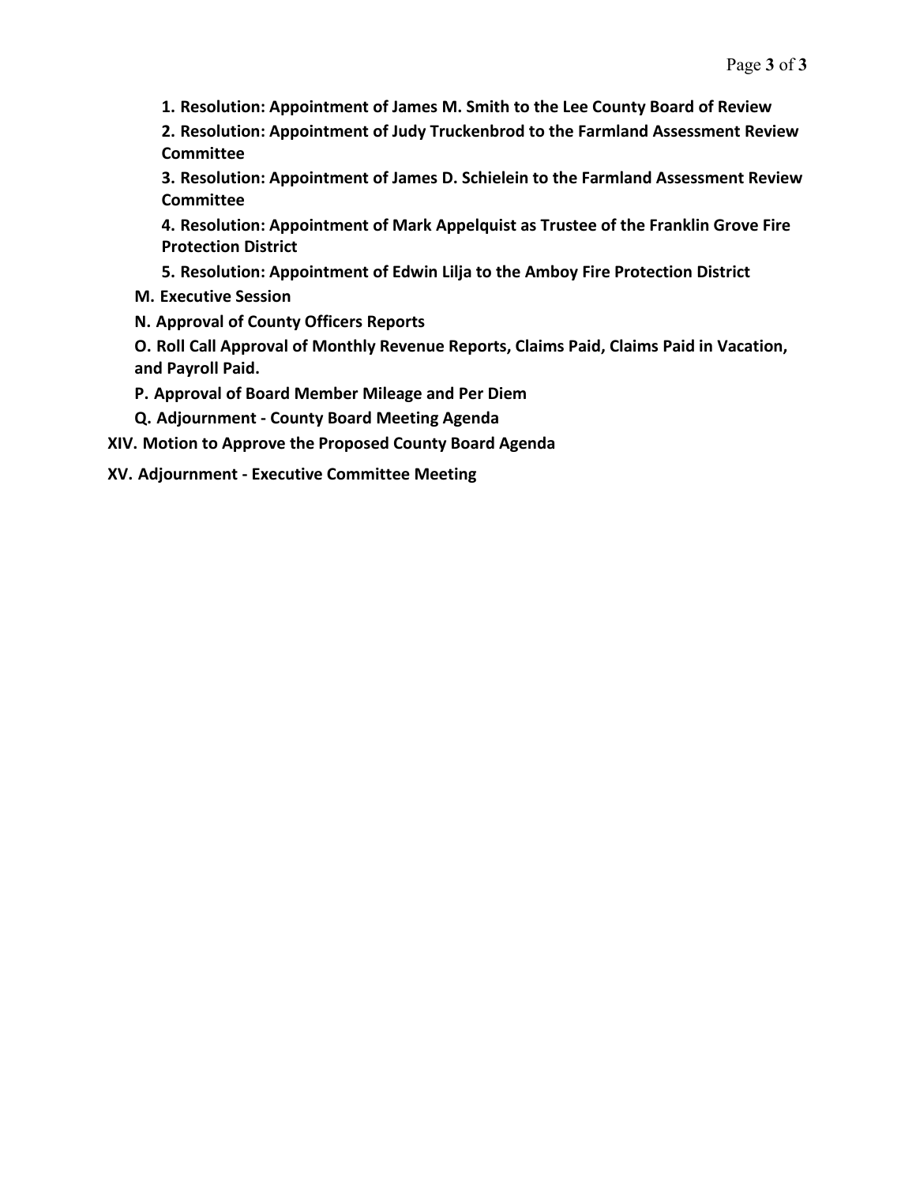1. **Resolution: Appointment of James M. Smith to the Lee County Board of Review**
2. **Resolution: Appointment of Judy Truckenbrod to the Farmland Assessment Review Committee**
3. **Resolution: Appointment of James D. Schielein to the Farmland Assessment Review Committee**
4. **Resolution: Appointment of Mark Appelquist as Trustee of the Franklin Grove Fire Protection District**
5. **Resolution: Appointment of Edwin Lilja to the Amboy Fire Protection District**

**M. Executive Session**

**N. Approval of County Officers Reports**

**O. Roll Call Approval of Monthly Revenue Reports, Claims Paid, Claims Paid in Vacation, and Payroll Paid.**

**P. Approval of Board Member Mileage and Per Diem**

**Q. Adjournment - County Board Meeting Agenda**

**XIV. Motion to Approve the Proposed County Board Agenda**

**XV. Adjournment - Executive Committee Meeting**